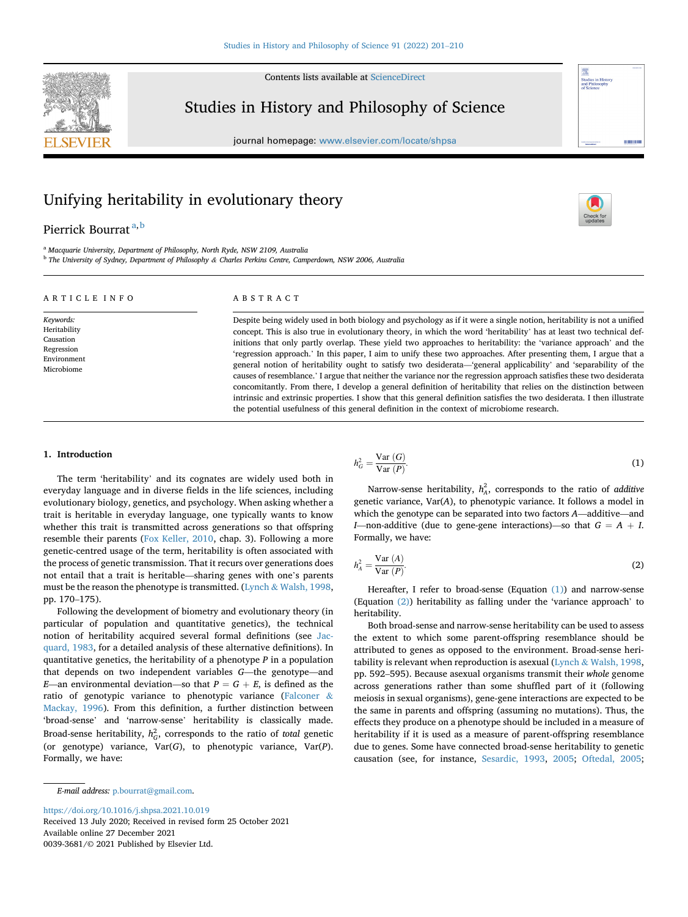# Unifying heritability in evolutionary theory

Pierrick Bourrat [a,b]

[a] Macquarie University, Department of Philosophy, North Ryde, NSW 2109, Australia
[b] The University of Sydney, Department of Philosophy & Charles Perkins Centre, Camperdown, NSW 2006, Australia

## ARTICLE INFO

*Keywords:*
Heritability
Causation
Regression
Environment
Microbiome

## ABSTRACT

Despite being widely used in both biology and psychology as if it were a single notion, heritability is not a unified concept. This is also true in evolutionary theory, in which the word 'heritability' has at least two technical definitions that only partly overlap. These yield two approaches to heritability: the 'variance approach' and the 'regression approach.' In this paper, I aim to unify these two approaches. After presenting them, I argue that a general notion of heritability ought to satisfy two desiderata—'general applicability' and 'separability of the causes of resemblance.' I argue that neither the variance nor the regression approach satisfies these two desiderata concomitantly. From there, I develop a general definition of heritability that relies on the distinction between intrinsic and extrinsic properties. I show that this general definition satisfies the two desiderata. I then illustrate the potential usefulness of this general definition in the context of microbiome research.

## 1. Introduction

The term 'heritability' and its cognates are widely used both in everyday language and in diverse fields in the life sciences, including evolutionary biology, genetics, and psychology. When asking whether a trait is heritable in everyday language, one typically wants to know whether this trait is transmitted across generations so that offspring resemble their parents (Fox Keller, 2010, chap. 3). Following a more genetic-centred usage of the term, heritability is often associated with the process of genetic transmission. That it recurs over generations does not entail that a trait is heritable—sharing genes with one's parents must be the reason the phenotype is transmitted. (Lynch & Walsh, 1998, pp. 170–175).

Following the development of biometry and evolutionary theory (in particular of population and quantitative genetics), the technical notion of heritability acquired several formal definitions (see Jacquard, 1983, for a detailed analysis of these alternative definitions). In quantitative genetics, the heritability of a phenotype $P$ in a population that depends on two independent variables $G$—the genotype—and $E$—an environmental deviation—so that $P = G + E$, is defined as the ratio of genotypic variance to phenotypic variance (Falconer & Mackay, 1996). From this definition, a further distinction between 'broad-sense' and 'narrow-sense' heritability is classically made. Broad-sense heritability, $h_G^2$, corresponds to the ratio of *total* genetic (or genotype) variance, Var($G$), to phenotypic variance, Var($P$). Formally, we have:

$$h_G^2 = \frac{\text{Var}\ (G)}{\text{Var}\ (P)}. \tag{1}$$

Narrow-sense heritability, $h_A^2$, corresponds to the ratio of *additive* genetic variance, Var($A$), to phenotypic variance. It follows a model in which the genotype can be separated into two factors $A$—additive—and $I$—non-additive (due to gene-gene interactions)—so that $G = A + I$. Formally, we have:

$$h_A^2 = \frac{\text{Var}\ (A)}{\text{Var}\ (P)}. \tag{2}$$

Hereafter, I refer to broad-sense (Equation (1)) and narrow-sense (Equation (2)) heritability as falling under the 'variance approach' to heritability.

Both broad-sense and narrow-sense heritability can be used to assess the extent to which some parent-offspring resemblance should be attributed to genes as opposed to the environment. Broad-sense heritability is relevant when reproduction is asexual (Lynch & Walsh, 1998, pp. 592–595). Because asexual organisms transmit their *whole* genome across generations rather than some shuffled part of it (following meiosis in sexual organisms), gene-gene interactions are expected to be the same in parents and offspring (assuming no mutations). Thus, the effects they produce on a phenotype should be included in a measure of heritability if it is used as a measure of parent-offspring resemblance due to genes. Some have connected broad-sense heritability to genetic causation (see, for instance, Sesardic, 1993, 2005; Oftedal, 2005;

E-mail address: p.bourrat@gmail.com.

https://doi.org/10.1016/j.shpsa.2021.10.019
Received 13 July 2020; Received in revised form 25 October 2021
Available online 27 December 2021
0039-3681/© 2021 Published by Elsevier Ltd.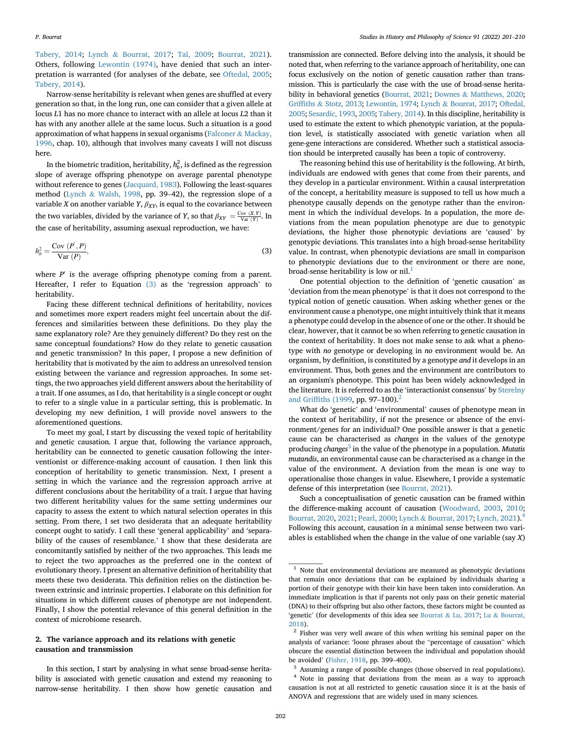Tabery, 2014; Lynch & Bourrat, 2017; Tal, 2009; Bourrat, 2021). Others, following Lewontin (1974), have denied that such an interpretation is warranted (for analyses of the debate, see Oftedal, 2005; Tabery, 2014).

Narrow-sense heritability is relevant when genes are shuffled at every generation so that, in the long run, one can consider that a given allele at locus $L1$ has no more chance to interact with an allele at locus $L2$ than it has with any another allele at the same locus. Such a situation is a good approximation of what happens in sexual organisms (Falconer & Mackay, 1996, chap. 10), although that involves many caveats I will not discuss here.

In the biometric tradition, heritability, $h_b^2$, is defined as the regression slope of average offspring phenotype on average parental phenotype without reference to genes (Jacquard, 1983). Following the least-squares method (Lynch & Walsh, 1998, pp. 39–42), the regression slope of a variable $X$ on another variable $Y$, $\beta_{XY}$, is equal to the covariance between the two variables, divided by the variance of $Y$, so that $\beta_{XY} = \frac{\text{Cov }(X,Y)}{\text{Var }(Y)}$. In the case of heritability, assuming asexual reproduction, we have:

$$h_b^2 = \frac{\text{Cov }(P^{'}, P)}{\text{Var }(P)}, \tag{3}$$

where $P'$ is the average offspring phenotype coming from a parent. Hereafter, I refer to Equation (3) as the 'regression approach' to heritability.

Facing these different technical definitions of heritability, novices and sometimes more expert readers might feel uncertain about the differences and similarities between these definitions. Do they play the same explanatory role? Are they genuinely different? Do they rest on the same conceptual foundations? How do they relate to genetic causation and genetic transmission? In this paper, I propose a new definition of heritability that is motivated by the aim to address an unresolved tension existing between the variance and regression approaches. In some settings, the two approaches yield different answers about the heritability of a trait. If one assumes, as I do, that heritability is a single concept or ought to refer to a single value in a particular setting, this is problematic. In developing my new definition, I will provide novel answers to the aforementioned questions.

To meet my goal, I start by discussing the vexed topic of heritability and genetic causation. I argue that, following the variance approach, heritability can be connected to genetic causation following the interventionist or difference-making account of causation. I then link this conception of heritability to genetic transmission. Next, I present a setting in which the variance and the regression approach arrive at different conclusions about the heritability of a trait. I argue that having two different heritability values for the same setting undermines our capacity to assess the extent to which natural selection operates in this setting. From there, I set two desiderata that an adequate heritability concept ought to satisfy. I call these 'general applicability' and 'separability of the causes of resemblance.' I show that these desiderata are concomitantly satisfied by neither of the two approaches. This leads me to reject the two approaches as the preferred one in the context of evolutionary theory. I present an alternative definition of heritability that meets these two desiderata. This definition relies on the distinction between extrinsic and intrinsic properties. I elaborate on this definition for situations in which different causes of phenotype are not independent. Finally, I show the potential relevance of this general definition in the context of microbiome research.

## 2. The variance approach and its relations with genetic causation and transmission

In this section, I start by analysing in what sense broad-sense heritability is associated with genetic causation and extend my reasoning to narrow-sense heritability. I then show how genetic causation and transmission are connected. Before delving into the analysis, it should be noted that, when referring to the variance approach of heritability, one can focus exclusively on the notion of genetic causation rather than transmission. This is particularly the case with the use of broad-sense heritability in behavioral genetics (Bourrat, 2021; Downes & Matthews, 2020; Griffiths & Stotz, 2013; Lewontin, 1974; Lynch & Bourrat, 2017; Oftedal, 2005; Sesardic, 1993, 2005; Tabery, 2014). In this discipline, heritability is used to estimate the extent to which phenotypic variation, at the population level, is statistically associated with genetic variation when all gene-gene interactions are considered. Whether such a statistical association should be interpreted causally has been a topic of controversy.

The reasoning behind this use of heritability is the following. At birth, individuals are endowed with genes that come from their parents, and they develop in a particular environment. Within a causal interpretation of the concept, a heritability measure is supposed to tell us how much a phenotype causally depends on the genotype rather than the environment in which the individual develops. In a population, the more deviations from the mean population phenotype are due to genotypic deviations, the higher those phenotypic deviations are 'caused' by genotypic deviations. This translates into a high broad-sense heritability value. In contrast, when phenotypic deviations are small in comparison to phenotypic deviations due to the environment or there are none, broad-sense heritability is low or nil.[1]

One potential objection to the definition of 'genetic causation' as 'deviation from the mean phenotype' is that it does not correspond to the typical notion of genetic causation. When asking whether genes or the environment cause a phenotype, one might intuitively think that it means a phenotype could develop in the absence of one or the other. It should be clear, however, that it cannot be so when referring to genetic causation in the context of heritability. It does not make sense to ask what a phenotype with *no* genotype or developing in *no* environment would be. An organism, by definition, is constituted by a genotype *and* it develops in an environment. Thus, both genes and the environment are contributors to an organism's phenotype. This point has been widely acknowledged in the literature. It is referred to as the 'interactionist consensus' by Sterelny and Griffiths (1999, pp. 97–100).[2]

What do 'genetic' and 'environmental' causes of phenotype mean in the context of heritability, if not the presence or absence of the environment/genes for an individual? One possible answer is that a genetic cause can be characterised as *changes* in the values of the genotype producing *changes*[3] in the value of the phenotype in a population. *Mutatis mutandis*, an environmental cause can be characterised as a change in the value of the environment. A deviation from the mean is one way to operationalise those changes in value. Elsewhere, I provide a systematic defense of this interpretation (see Bourrat, 2021).

Such a conceptualisation of genetic causation can be framed within the difference-making account of causation (Woodward, 2003, 2010; Bourrat, 2020, 2021; Pearl, 2000; Lynch & Bourrat, 2017; Lynch, 2021).[4] Following this account, causation in a minimal sense between two variables is established when the change in the value of one variable (say $X$)

---

[1] Note that environmental deviations are measured as phenotypic deviations that remain once deviations that can be explained by individuals sharing a portion of their genotype with their kin have been taken into consideration. An immediate implication is that if parents not only pass on their genetic material (DNA) to their offspring but also other factors, these factors might be counted as 'genetic' (for developments of this idea see Bourrat & Lu, 2017; Lu & Bourrat, 2018).

[2] Fisher was very well aware of this when writing his seminal paper on the analysis of variance: 'loose phrases about the "percentage of causation" which obscure the essential distinction between the individual and population should be avoided' (Fisher, 1918, pp. 399–400).

[3] Assuming a range of possible changes (those observed in real populations).

[4] Note in passing that deviations from the mean as a way to approach causation is not at all restricted to genetic causation since it is at the basis of ANOVA and regressions that are widely used in many sciences.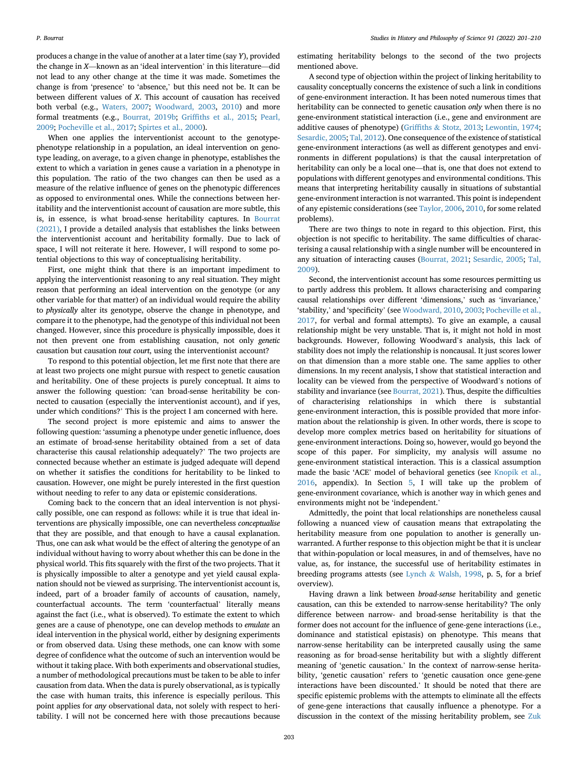produces a change in the value of another at a later time (say *Y*), provided the change in *X*—known as an 'ideal intervention' in this literature—did not lead to any other change at the time it was made. Sometimes the change is from 'presence' to 'absence,' but this need not be. It can be between different values of *X*. This account of causation has received both verbal (e.g., Waters, 2007; Woodward, 2003, 2010) and more formal treatments (e.g., Bourrat, 2019b; Griffiths et al., 2015; Pearl, 2009; Pocheville et al., 2017; Spirtes et al., 2000).

When one applies the interventionist account to the genotype-phenotype relationship in a population, an ideal intervention on genotype leading, on average, to a given change in phenotype, establishes the extent to which a variation in genes cause a variation in a phenotype in this population. The ratio of the two changes can then be used as a measure of the relative influence of genes on the phenotypic differences as opposed to environmental ones. While the connections between heritability and the interventionist account of causation are more subtle, this is, in essence, is what broad-sense heritability captures. In Bourrat (2021), I provide a detailed analysis that establishes the links between the interventionist account and heritability formally. Due to lack of space, I will not reiterate it here. However, I will respond to some potential objections to this way of conceptualising heritability.

First, one might think that there is an important impediment to applying the interventionist reasoning to any real situation. They might reason that performing an ideal intervention on the genotype (or any other variable for that matter) of an individual would require the ability to *physically* alter its genotype, observe the change in phenotype, and compare it to the phenotype, had the genotype of this individual not been changed. However, since this procedure is physically impossible, does it not then prevent one from establishing causation, not only *genetic* causation but causation *tout court*, using the interventionist account?

To respond to this potential objection, let me first note that there are at least two projects one might pursue with respect to genetic causation and heritability. One of these projects is purely conceptual. It aims to answer the following question: 'can broad-sense heritability be connected to causation (especially the interventionist account), and if yes, under which conditions?' This is the project I am concerned with here.

The second project is more epistemic and aims to answer the following question: 'assuming a phenotype under genetic influence, does an estimate of broad-sense heritability obtained from a set of data characterise this causal relationship adequately?' The two projects are connected because whether an estimate is judged adequate will depend on whether it satisfies the conditions for heritability to be linked to causation. However, one might be purely interested in the first question without needing to refer to any data or epistemic considerations.

Coming back to the concern that an ideal intervention is not physically possible, one can respond as follows: while it is true that ideal interventions are physically impossible, one can nevertheless *conceptualise* that they are possible, and that enough to have a causal explanation. Thus, one can ask what would be the effect of altering the genotype of an individual without having to worry about whether this can be done in the physical world. This fits squarely with the first of the two projects. That it is physically impossible to alter a genotype and yet yield causal explanation should not be viewed as surprising. The interventionist account is, indeed, part of a broader family of accounts of causation, namely, counterfactual accounts. The term 'counterfactual' literally means against the fact (i.e., what is observed). To estimate the extent to which genes are a cause of phenotype, one can develop methods to *emulate* an ideal intervention in the physical world, either by designing experiments or from observed data. Using these methods, one can know with some degree of confidence what the outcome of such an intervention would be without it taking place. With both experiments and observational studies, a number of methodological precautions must be taken to be able to infer causation from data. When the data is purely observational, as is typically the case with human traits, this inference is especially perilous. This point applies for *any* observational data, not solely with respect to heritability. I will not be concerned here with those precautions because estimating heritability belongs to the second of the two projects mentioned above.

A second type of objection within the project of linking heritability to causality conceptually concerns the existence of such a link in conditions of gene-environment interaction. It has been noted numerous times that heritability can be connected to genetic causation *only* when there is no gene-environment statistical interaction (i.e., gene and environment are additive causes of phenotype) (Griffiths & Stotz, 2013; Lewontin, 1974; Sesardic, 2005; Tal, 2012). One consequence of the existence of statistical gene-environment interactions (as well as different genotypes and environments in different populations) is that the causal interpretation of heritability can only be a local one—that is, one that does not extend to populations with different genotypes and environmental conditions. This means that interpreting heritability causally in situations of substantial gene-environment interaction is not warranted. This point is independent of any epistemic considerations (see Taylor, 2006, 2010, for some related problems).

There are two things to note in regard to this objection. First, this objection is not specific to heritability. The same difficulties of characterising a causal relationship with a single number will be encountered in any situation of interacting causes (Bourrat, 2021; Sesardic, 2005; Tal, 2009).

Second, the interventionist account has some resources permitting us to partly address this problem. It allows characterising and comparing causal relationships over different 'dimensions,' such as 'invariance,' 'stability,' and 'specificity' (see Woodward, 2010, 2003; Pocheville et al., 2017, for verbal and formal attempts). To give an example, a causal relationship might be very unstable. That is, it might not hold in most backgrounds. However, following Woodward's analysis, this lack of stability does not imply the relationship is noncausal. It just scores lower on that dimension than a more stable one. The same applies to other dimensions. In my recent analysis, I show that statistical interaction and locality can be viewed from the perspective of Woodward's notions of stability and invariance (see Bourrat, 2021). Thus, despite the difficulties of characterising relationships in which there is substantial gene-environment interaction, this is possible provided that more information about the relationship is given. In other words, there is scope to develop more complex metrics based on heritability for situations of gene-environment interactions. Doing so, however, would go beyond the scope of this paper. For simplicity, my analysis will assume no gene-environment statistical interaction. This is a classical assumption made the basic 'ACE' model of behavioral genetics (see Knopik et al., 2016, appendix). In Section 5, I will take up the problem of gene-environment covariance, which is another way in which genes and environments might not be 'independent.'

Admittedly, the point that local relationships are nonetheless causal following a nuanced view of causation means that extrapolating the heritability measure from one population to another is generally unwarranted. A further response to this objection might be that it is unclear that within-population or local measures, in and of themselves, have no value, as, for instance, the successful use of heritability estimates in breeding programs attests (see Lynch & Walsh, 1998, p. 5, for a brief overview).

Having drawn a link between *broad-sense* heritability and genetic causation, can this be extended to narrow-sense heritability? The only difference between narrow- and broad-sense heritability is that the former does not account for the influence of gene-gene interactions (i.e., dominance and statistical epistasis) on phenotype. This means that narrow-sense heritability can be interpreted causally using the same reasoning as for broad-sense heritability but with a slightly different meaning of 'genetic causation.' In the context of narrow-sense heritability, 'genetic causation' refers to 'genetic causation once gene-gene interactions have been discounted.' It should be noted that there are specific epistemic problems with the attempts to eliminate all the effects of gene-gene interactions that causally influence a phenotype. For a discussion in the context of the missing heritability problem, see Zuk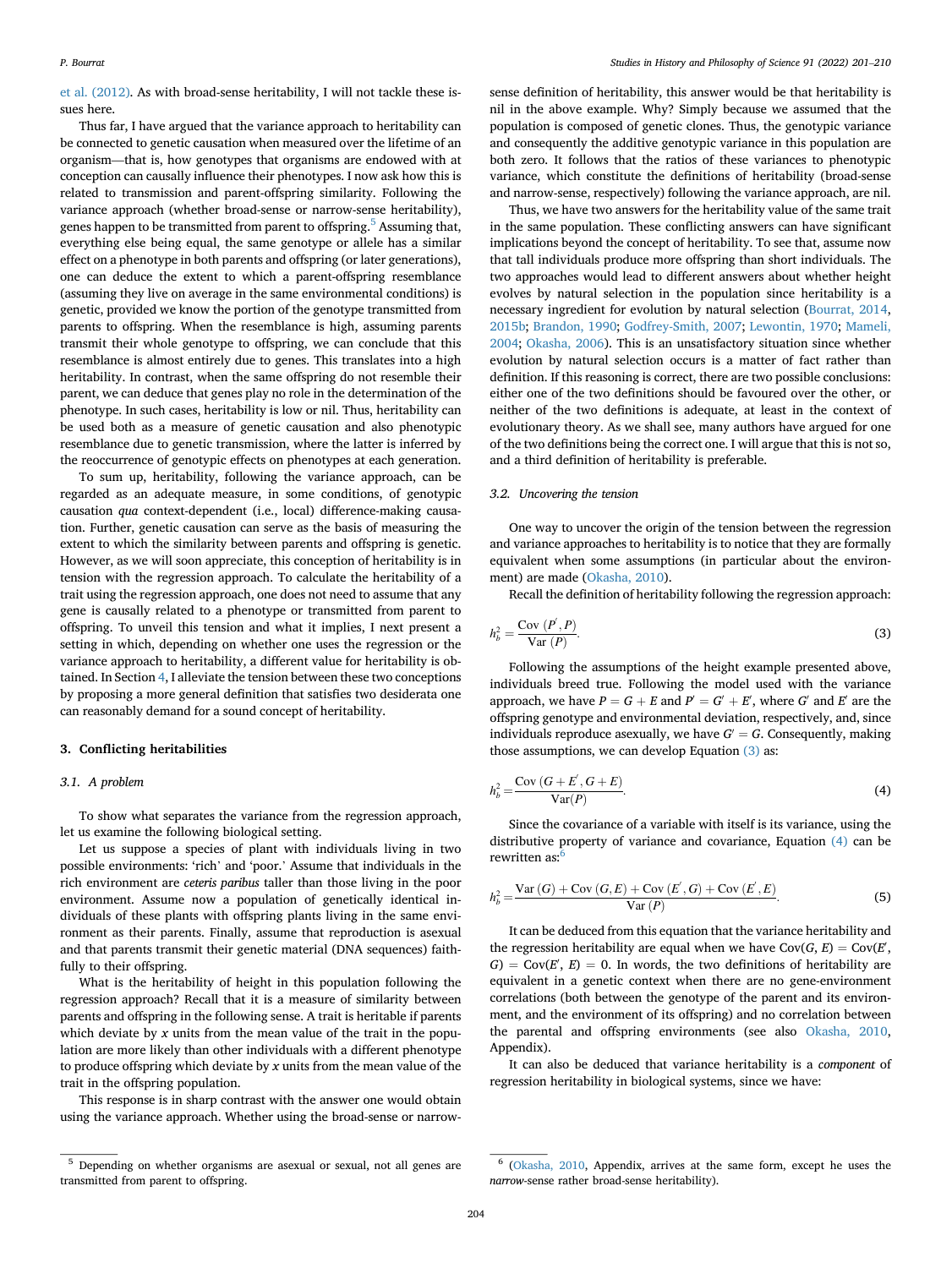et al. (2012). As with broad-sense heritability, I will not tackle these issues here.

Thus far, I have argued that the variance approach to heritability can be connected to genetic causation when measured over the lifetime of an organism—that is, how genotypes that organisms are endowed with at conception can causally influence their phenotypes. I now ask how this is related to transmission and parent-offspring similarity. Following the variance approach (whether broad-sense or narrow-sense heritability), genes happen to be transmitted from parent to offspring.[5] Assuming that, everything else being equal, the same genotype or allele has a similar effect on a phenotype in both parents and offspring (or later generations), one can deduce the extent to which a parent-offspring resemblance (assuming they live on average in the same environmental conditions) is genetic, provided we know the portion of the genotype transmitted from parents to offspring. When the resemblance is high, assuming parents transmit their whole genotype to offspring, we can conclude that this resemblance is almost entirely due to genes. This translates into a high heritability. In contrast, when the same offspring do not resemble their parent, we can deduce that genes play no role in the determination of the phenotype. In such cases, heritability is low or nil. Thus, heritability can be used both as a measure of genetic causation and also phenotypic resemblance due to genetic transmission, where the latter is inferred by the reoccurrence of genotypic effects on phenotypes at each generation.

To sum up, heritability, following the variance approach, can be regarded as an adequate measure, in some conditions, of genotypic causation *qua* context-dependent (i.e., local) difference-making causation. Further, genetic causation can serve as the basis of measuring the extent to which the similarity between parents and offspring is genetic. However, as we will soon appreciate, this conception of heritability is in tension with the regression approach. To calculate the heritability of a trait using the regression approach, one does not need to assume that any gene is causally related to a phenotype or transmitted from parent to offspring. To unveil this tension and what it implies, I next present a setting in which, depending on whether one uses the regression or the variance approach to heritability, a different value for heritability is obtained. In Section 4, I alleviate the tension between these two conceptions by proposing a more general definition that satisfies two desiderata one can reasonably demand for a sound concept of heritability.

## 3. Conflicting heritabilities

### 3.1. A problem

To show what separates the variance from the regression approach, let us examine the following biological setting.

Let us suppose a species of plant with individuals living in two possible environments: 'rich' and 'poor.' Assume that individuals in the rich environment are *ceteris paribus* taller than those living in the poor environment. Assume now a population of genetically identical individuals of these plants with offspring plants living in the same environment as their parents. Finally, assume that reproduction is asexual and that parents transmit their genetic material (DNA sequences) faithfully to their offspring.

What is the heritability of height in this population following the regression approach? Recall that it is a measure of similarity between parents and offspring in the following sense. A trait is heritable if parents which deviate by $x$ units from the mean value of the trait in the population are more likely than other individuals with a different phenotype to produce offspring which deviate by $x$ units from the mean value of the trait in the offspring population.

This response is in sharp contrast with the answer one would obtain using the variance approach. Whether using the broad-sense or narrow-sense definition of heritability, this answer would be that heritability is nil in the above example. Why? Simply because we assumed that the population is composed of genetic clones. Thus, the genotypic variance and consequently the additive genotypic variance in this population are both zero. It follows that the ratios of these variances to phenotypic variance, which constitute the definitions of heritability (broad-sense and narrow-sense, respectively) following the variance approach, are nil.

Thus, we have two answers for the heritability value of the same trait in the same population. These conflicting answers can have significant implications beyond the concept of heritability. To see that, assume now that tall individuals produce more offspring than short individuals. The two approaches would lead to different answers about whether height evolves by natural selection in the population since heritability is a necessary ingredient for evolution by natural selection (Bourrat, 2014, 2015b; Brandon, 1990; Godfrey-Smith, 2007; Lewontin, 1970; Mameli, 2004; Okasha, 2006). This is an unsatisfactory situation since whether evolution by natural selection occurs is a matter of fact rather than definition. If this reasoning is correct, there are two possible conclusions: either one of the two definitions should be favoured over the other, or neither of the two definitions is adequate, at least in the context of evolutionary theory. As we shall see, many authors have argued for one of the two definitions being the correct one. I will argue that this is not so, and a third definition of heritability is preferable.

### 3.2. Uncovering the tension

One way to uncover the origin of the tension between the regression and variance approaches to heritability is to notice that they are formally equivalent when some assumptions (in particular about the environment) are made (Okasha, 2010).

Recall the definition of heritability following the regression approach:

$$h_b^2 = \frac{\mathrm{Cov}\,(P', P)}{\mathrm{Var}\,(P)}. \tag{3}$$

Following the assumptions of the height example presented above, individuals breed true. Following the model used with the variance approach, we have $P = G + E$ and $P' = G' + E'$, where $G'$ and $E'$ are the offspring genotype and environmental deviation, respectively, and, since individuals reproduce asexually, we have $G' = G$. Consequently, making those assumptions, we can develop Equation (3) as:

$$h_b^2 = \frac{\mathrm{Cov}\,(G + E', G + E)}{\mathrm{Var}(P)}. \tag{4}$$

Since the covariance of a variable with itself is its variance, using the distributive property of variance and covariance, Equation (4) can be rewritten as:[6]

$$h_b^2 = \frac{\mathrm{Var}\,(G) + \mathrm{Cov}\,(G, E) + \mathrm{Cov}\,(E', G) + \mathrm{Cov}\,(E', E)}{\mathrm{Var}\,(P)}. \tag{5}$$

It can be deduced from this equation that the variance heritability and the regression heritability are equal when we have $\mathrm{Cov}(G, E) = \mathrm{Cov}(E', G) = \mathrm{Cov}(E', E) = 0$. In words, the two definitions of heritability are equivalent in a genetic context when there are no gene-environment correlations (both between the genotype of the parent and its environment, and the environment of its offspring) and no correlation between the parental and offspring environments (see also Okasha, 2010, Appendix).

It can also be deduced that variance heritability is a *component* of regression heritability in biological systems, since we have:

---

[5] Depending on whether organisms are asexual or sexual, not all genes are transmitted from parent to offspring.

[6] (Okasha, 2010, Appendix, arrives at the same form, except he uses the *narrow*-sense rather broad-sense heritability).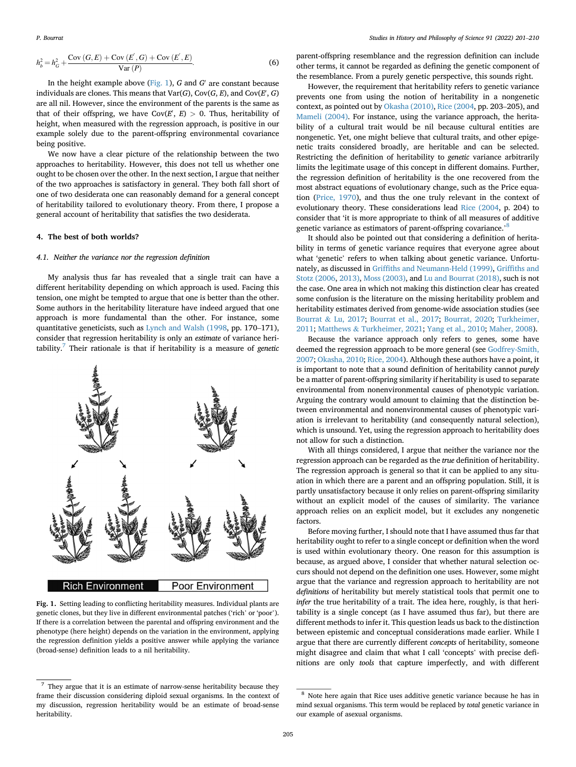$$h_b^2 = h_G^2 + \frac{\mathrm{Cov}(G, E) + \mathrm{Cov}(E', G) + \mathrm{Cov}(E', E)}{\mathrm{Var}(P)}. \tag{6}$$

In the height example above (Fig. 1), $G$ and $G'$ are constant because individuals are clones. This means that $\mathrm{Var}(G)$, $\mathrm{Cov}(G, E)$, and $\mathrm{Cov}(E', G)$ are all nil. However, since the environment of the parents is the same as that of their offspring, we have $\mathrm{Cov}(E', E) > 0$. Thus, heritability of height, when measured with the regression approach, is positive in our example solely due to the parent-offspring environmental covariance being positive.

We now have a clear picture of the relationship between the two approaches to heritability. However, this does not tell us whether one ought to be chosen over the other. In the next section, I argue that neither of the two approaches is satisfactory in general. They both fall short of one of two desiderata one can reasonably demand for a general concept of heritability tailored to evolutionary theory. From there, I propose a general account of heritability that satisfies the two desiderata.

## 4. The best of both worlds?

### 4.1. Neither the variance nor the regression definition

My analysis thus far has revealed that a single trait can have a different heritability depending on which approach is used. Facing this tension, one might be tempted to argue that one is better than the other. Some authors in the heritability literature have indeed argued that one approach is more fundamental than the other. For instance, some quantitative geneticists, such as Lynch and Walsh (1998, pp. 170–171), consider that regression heritability is only an *estimate* of variance heritability.[7] Their rationale is that if heritability is a measure of *genetic* parent-offspring resemblance and the regression definition can include other terms, it cannot be regarded as defining the genetic component of the resemblance. From a purely genetic perspective, this sounds right.

Fig. 1. Setting leading to conflicting heritability measures. Individual plants are genetic clones, but they live in different environmental patches ('rich' or 'poor'). If there is a correlation between the parental and offspring environment and the phenotype (here height) depends on the variation in the environment, applying the regression definition yields a positive answer while applying the variance (broad-sense) definition leads to a nil heritability.

However, the requirement that heritability refers to genetic variance prevents one from using the notion of heritability in a nongenetic context, as pointed out by Okasha (2010), Rice (2004, pp. 203–205), and Mameli (2004). For instance, using the variance approach, the heritability of a cultural trait would be nil because cultural entities are nongenetic. Yet, one might believe that cultural traits, and other epigenetic traits considered broadly, are heritable and can be selected. Restricting the definition of heritability to *genetic* variance arbitrarily limits the legitimate usage of this concept in different domains. Further, the regression definition of heritability is the one recovered from the most abstract equations of evolutionary change, such as the Price equation (Price, 1970), and thus the one truly relevant in the context of evolutionary theory. These considerations lead Rice (2004, p. 204) to consider that 'it is more appropriate to think of all measures of additive genetic variance as estimators of parent-offspring covariance.'[8]

It should also be pointed out that considering a definition of heritability in terms of genetic variance requires that everyone agree about what 'genetic' refers to when talking about genetic variance. Unfortunately, as discussed in Griffiths and Neumann-Held (1999), Griffiths and Stotz (2006, 2013), Moss (2003), and Lu and Bourrat (2018), such is not the case. One area in which not making this distinction clear has created some confusion is the literature on the missing heritability problem and heritability estimates derived from genome-wide association studies (see Bourrat & Lu, 2017; Bourrat et al., 2017; Bourrat, 2020; Turkheimer, 2011; Matthews & Turkheimer, 2021; Yang et al., 2010; Maher, 2008).

Because the variance approach only refers to genes, some have deemed the regression approach to be more general (see Godfrey-Smith, 2007; Okasha, 2010; Rice, 2004). Although these authors have a point, it is important to note that a sound definition of heritability cannot *purely* be a matter of parent-offspring similarity if heritability is used to separate environmental from nonenvironmental causes of phenotypic variation. Arguing the contrary would amount to claiming that the distinction between environmental and nonenvironmental causes of phenotypic variation is irrelevant to heritability (and consequently natural selection), which is unsound. Yet, using the regression approach to heritability does not allow for such a distinction.

With all things considered, I argue that neither the variance nor the regression approach can be regarded as the *true* definition of heritability. The regression approach is general so that it can be applied to any situation in which there are a parent and an offspring population. Still, it is partly unsatisfactory because it only relies on parent-offspring similarity without an explicit model of the causes of similarity. The variance approach relies on an explicit model, but it excludes any nongenetic factors.

Before moving further, I should note that I have assumed thus far that heritability ought to refer to a single concept or definition when the word is used within evolutionary theory. One reason for this assumption is because, as argued above, I consider that whether natural selection occurs should not depend on the definition one uses. However, some might argue that the variance and regression approach to heritability are not *definitions* of heritability but merely statistical tools that permit one to *infer* the true heritability of a trait. The idea here, roughly, is that heritability is a single concept (as I have assumed thus far), but there are different methods to infer it. This question leads us back to the distinction between epistemic and conceptual considerations made earlier. While I argue that there are currently different *concepts* of heritability, someone might disagree and claim that what I call 'concepts' with precise definitions are only *tools* that capture imperfectly, and with different

[7] They argue that it is an estimate of narrow-sense heritability because they frame their discussion considering diploid sexual organisms. In the context of my discussion, regression heritability would be an estimate of broad-sense heritability.

[8] Note here again that Rice uses additive genetic variance because he has in mind sexual organisms. This term would be replaced by *total* genetic variance in our example of asexual organisms.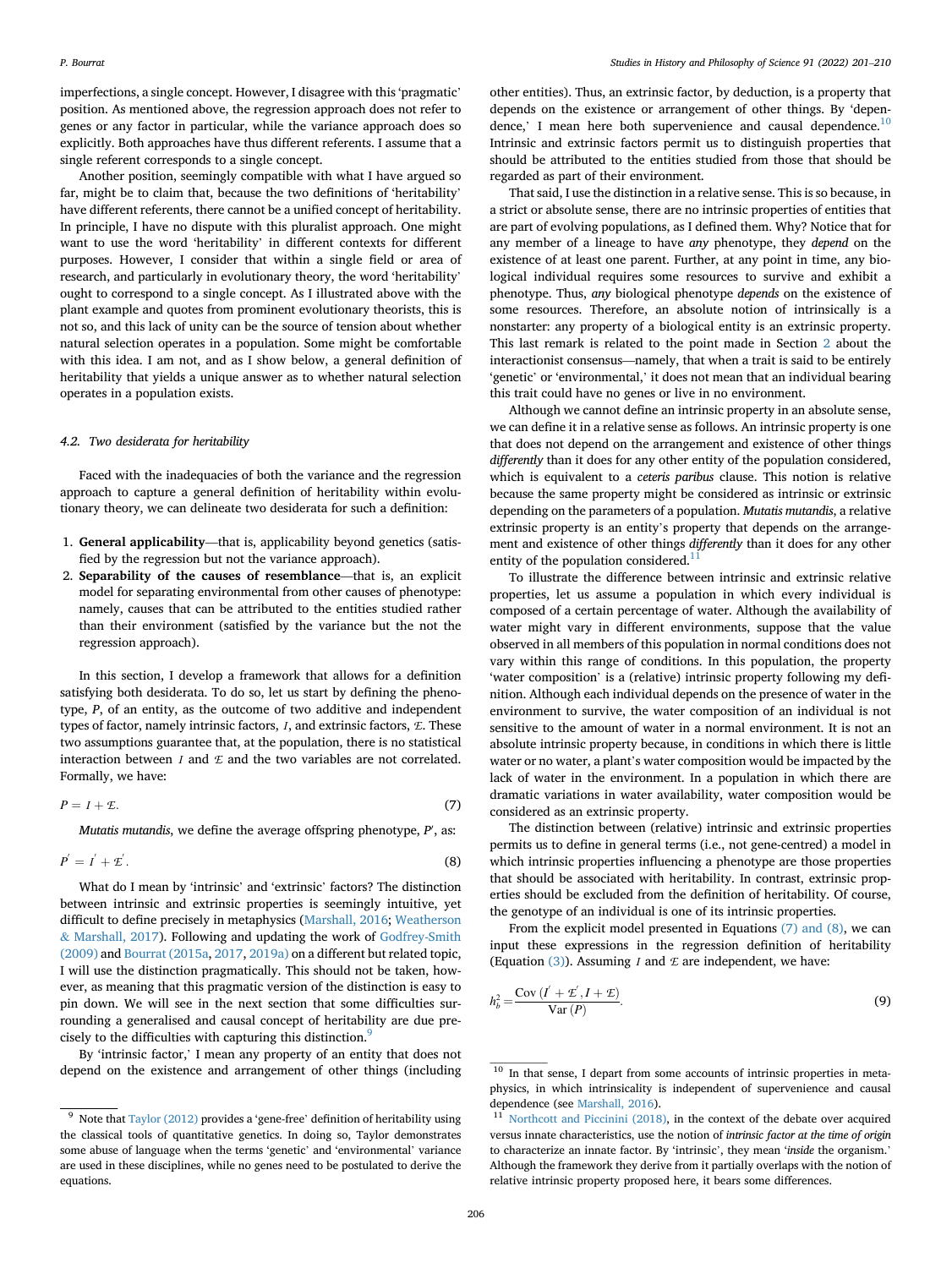imperfections, a single concept. However, I disagree with this 'pragmatic' position. As mentioned above, the regression approach does not refer to genes or any factor in particular, while the variance approach does so explicitly. Both approaches have thus different referents. I assume that a single referent corresponds to a single concept.

Another position, seemingly compatible with what I have argued so far, might be to claim that, because the two definitions of 'heritability' have different referents, there cannot be a unified concept of heritability. In principle, I have no dispute with this pluralist approach. One might want to use the word 'heritability' in different contexts for different purposes. However, I consider that within a single field or area of research, and particularly in evolutionary theory, the word 'heritability' ought to correspond to a single concept. As I illustrated above with the plant example and quotes from prominent evolutionary theorists, this is not so, and this lack of unity can be the source of tension about whether natural selection operates in a population. Some might be comfortable with this idea. I am not, and as I show below, a general definition of heritability that yields a unique answer as to whether natural selection operates in a population exists.

### 4.2. Two desiderata for heritability

Faced with the inadequacies of both the variance and the regression approach to capture a general definition of heritability within evolutionary theory, we can delineate two desiderata for such a definition:

1. **General applicability**—that is, applicability beyond genetics (satisfied by the regression but not the variance approach).
2. **Separability of the causes of resemblance**—that is, an explicit model for separating environmental from other causes of phenotype: namely, causes that can be attributed to the entities studied rather than their environment (satisfied by the variance but the not the regression approach).

In this section, I develop a framework that allows for a definition satisfying both desiderata. To do so, let us start by defining the phenotype, $P$, of an entity, as the outcome of two additive and independent types of factor, namely intrinsic factors, $\mathcal{I}$, and extrinsic factors, $\mathcal{E}$. These two assumptions guarantee that, at the population, there is no statistical interaction between $\mathcal{I}$ and $\mathcal{E}$ and the two variables are not correlated. Formally, we have:

$$P = \mathcal{I} + \mathcal{E}. \tag{7}$$

*Mutatis mutandis*, we define the average offspring phenotype, $P'$, as:

$$P' = \mathcal{I}' + \mathcal{E}'. \tag{8}$$

What do I mean by 'intrinsic' and 'extrinsic' factors? The distinction between intrinsic and extrinsic properties is seemingly intuitive, yet difficult to define precisely in metaphysics (Marshall, 2016; Weatherson & Marshall, 2017). Following and updating the work of Godfrey-Smith (2009) and Bourrat (2015a, 2017, 2019a) on a different but related topic, I will use the distinction pragmatically. This should not be taken, however, as meaning that this pragmatic version of the distinction is easy to pin down. We will see in the next section that some difficulties surrounding a generalised and causal concept of heritability are due precisely to the difficulties with capturing this distinction.[9]

By 'intrinsic factor,' I mean any property of an entity that does not depend on the existence and arrangement of other things (including other entities). Thus, an extrinsic factor, by deduction, is a property that depends on the existence or arrangement of other things. By 'dependence,' I mean here both supervenience and causal dependence.[10] Intrinsic and extrinsic factors permit us to distinguish properties that should be attributed to the entities studied from those that should be regarded as part of their environment.

That said, I use the distinction in a relative sense. This is so because, in a strict or absolute sense, there are no intrinsic properties of entities that are part of evolving populations, as I defined them. Why? Notice that for any member of a lineage to have *any* phenotype, they *depend* on the existence of at least one parent. Further, at any point in time, any biological individual requires some resources to survive and exhibit a phenotype. Thus, *any* biological phenotype *depends* on the existence of some resources. Therefore, an absolute notion of intrinsically is a nonstarter: any property of a biological entity is an extrinsic property. This last remark is related to the point made in Section 2 about the interactionist consensus—namely, that when a trait is said to be entirely 'genetic' or 'environmental,' it does not mean that an individual bearing this trait could have no genes or live in no environment.

Although we cannot define an intrinsic property in an absolute sense, we can define it in a relative sense as follows. An intrinsic property is one that does not depend on the arrangement and existence of other things *differently* than it does for any other entity of the population considered, which is equivalent to a *ceteris paribus* clause. This notion is relative because the same property might be considered as intrinsic or extrinsic depending on the parameters of a population. *Mutatis mutandis*, a relative extrinsic property is an entity's property that depends on the arrangement and existence of other things *differently* than it does for any other entity of the population considered.[11]

To illustrate the difference between intrinsic and extrinsic relative properties, let us assume a population in which every individual is composed of a certain percentage of water. Although the availability of water might vary in different environments, suppose that the value observed in all members of this population in normal conditions does not vary within this range of conditions. In this population, the property 'water composition' is a (relative) intrinsic property following my definition. Although each individual depends on the presence of water in the environment to survive, the water composition of an individual is not sensitive to the amount of water in a normal environment. It is not an absolute intrinsic property because, in conditions in which there is little water or no water, a plant's water composition would be impacted by the lack of water in the environment. In a population in which there are dramatic variations in water availability, water composition would be considered as an extrinsic property.

The distinction between (relative) intrinsic and extrinsic properties permits us to define in general terms (i.e., not gene-centred) a model in which intrinsic properties influencing a phenotype are those properties that should be associated with heritability. In contrast, extrinsic properties should be excluded from the definition of heritability. Of course, the genotype of an individual is one of its intrinsic properties.

From the explicit model presented in Equations (7) and (8), we can input these expressions in the regression definition of heritability (Equation (3)). Assuming $\mathcal{I}$ and $\mathcal{E}$ are independent, we have:

$$h_b^2 = \frac{\mathrm{Cov}\,(\mathcal{I}' + \mathcal{E}', \mathcal{I} + \mathcal{E})}{\mathrm{Var}\,(P)}. \tag{9}$$

---

[9] Note that Taylor (2012) provides a 'gene-free' definition of heritability using the classical tools of quantitative genetics. In doing so, Taylor demonstrates some abuse of language when the terms 'genetic' and 'environmental' variance are used in these disciplines, while no genes need to be postulated to derive the equations.

[10] In that sense, I depart from some accounts of intrinsic properties in metaphysics, in which intrinsicality is independent of supervenience and causal dependence (see Marshall, 2016).

[11] Northcott and Piccinini (2018), in the context of the debate over acquired versus innate characteristics, use the notion of *intrinsic factor at the time of origin* to characterize an innate factor. By 'intrinsic', they mean '*inside* the organism.' Although the framework they derive from it partially overlaps with the notion of relative intrinsic property proposed here, it bears some differences.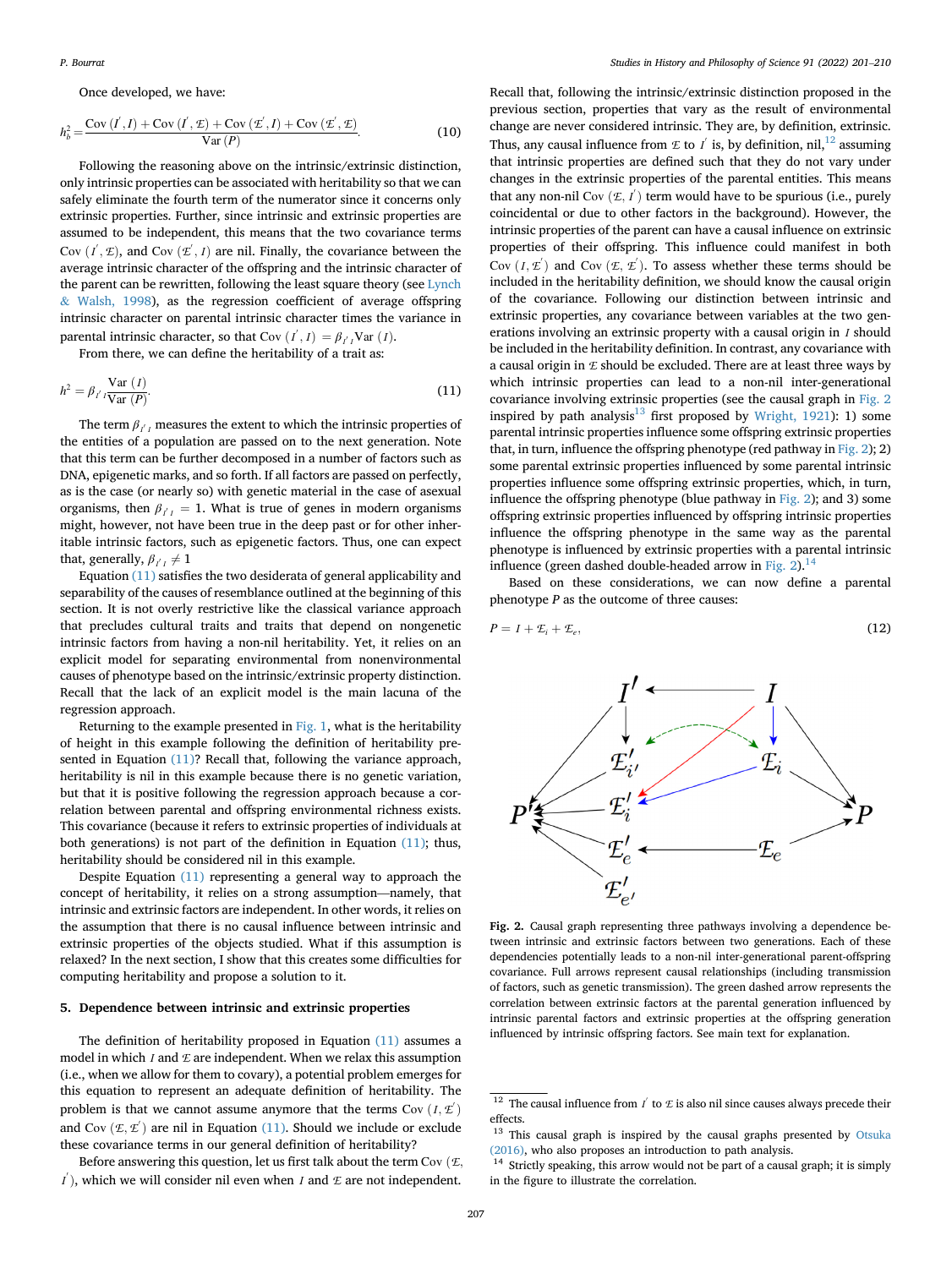Once developed, we have:

$$h_b^2 = \frac{\mathrm{Cov}\,(I^{'}, I) + \mathrm{Cov}\,(I^{'}, \mathcal{E}) + \mathrm{Cov}\,(\mathcal{E}^{'}, I) + \mathrm{Cov}\,(\mathcal{E}^{'}, \mathcal{E})}{\mathrm{Var}\,(P)}. \tag{10}$$

Following the reasoning above on the intrinsic/extrinsic distinction, only intrinsic properties can be associated with heritability so that we can safely eliminate the fourth term of the numerator since it concerns only extrinsic properties. Further, since intrinsic and extrinsic properties are assumed to be independent, this means that the two covariance terms $\mathrm{Cov}\,(I^{'}, \mathcal{E})$, and $\mathrm{Cov}\,(\mathcal{E}^{'}, I)$ are nil. Finally, the covariance between the average intrinsic character of the offspring and the intrinsic character of the parent can be rewritten, following the least square theory (see Lynch & Walsh, 1998), as the regression coefficient of average offspring intrinsic character on parental intrinsic character times the variance in parental intrinsic character, so that $\mathrm{Cov}\,(I^{'}, I) = \beta_{I^{'}I}\mathrm{Var}\,(I)$.

From there, we can define the heritability of a trait as:

$$h^2 = \beta_{I^{'}I}\frac{\mathrm{Var}\,(I)}{\mathrm{Var}\,(P)}. \tag{11}$$

The term $\beta_{I^{'}I}$ measures the extent to which the intrinsic properties of the entities of a population are passed on to the next generation. Note that this term can be further decomposed in a number of factors such as DNA, epigenetic marks, and so forth. If all factors are passed on perfectly, as is the case (or nearly so) with genetic material in the case of asexual organisms, then $\beta_{I^{'}I} = 1$. What is true of genes in modern organisms might, however, not have been true in the deep past or for other inheritable intrinsic factors, such as epigenetic factors. Thus, one can expect that, generally, $\beta_{I^{'}I} \neq 1$

Equation (11) satisfies the two desiderata of general applicability and separability of the causes of resemblance outlined at the beginning of this section. It is not overly restrictive like the classical variance approach that precludes cultural traits and traits that depend on nongenetic intrinsic factors from having a non-nil heritability. Yet, it relies on an explicit model for separating environmental from nonenvironmental causes of phenotype based on the intrinsic/extrinsic property distinction. Recall that the lack of an explicit model is the main lacuna of the regression approach.

Returning to the example presented in Fig. 1, what is the heritability of height in this example following the definition of heritability presented in Equation (11)? Recall that, following the variance approach, heritability is nil in this example because there is no genetic variation, but that it is positive following the regression approach because a correlation between parental and offspring environmental richness exists. This covariance (because it refers to extrinsic properties of individuals at both generations) is not part of the definition in Equation (11); thus, heritability should be considered nil in this example.

Despite Equation (11) representing a general way to approach the concept of heritability, it relies on a strong assumption—namely, that intrinsic and extrinsic factors are independent. In other words, it relies on the assumption that there is no causal influence between intrinsic and extrinsic properties of the objects studied. What if this assumption is relaxed? In the next section, I show that this creates some difficulties for computing heritability and propose a solution to it.

## 5. Dependence between intrinsic and extrinsic properties

The definition of heritability proposed in Equation (11) assumes a model in which $I$ and $\mathcal{E}$ are independent. When we relax this assumption (i.e., when we allow for them to covary), a potential problem emerges for this equation to represent an adequate definition of heritability. The problem is that we cannot assume anymore that the terms $\mathrm{Cov}\,(I, \mathcal{E}^{'})$ and $\mathrm{Cov}\,(\mathcal{E}, I^{'})$ are nil in Equation (11). Should we include or exclude these covariance terms in our general definition of heritability?

Before answering this question, let us first talk about the term $\mathrm{Cov}\,(\mathcal{E}, I^{'})$, which we will consider nil even when $I$ and $\mathcal{E}$ are not independent. Recall that, following the intrinsic/extrinsic distinction proposed in the previous section, properties that vary as the result of environmental change are never considered intrinsic. They are, by definition, extrinsic. Thus, any causal influence from $\mathcal{E}$ to $I^{'}$ is, by definition, nil,[12] assuming that intrinsic properties are defined such that they do not vary under changes in the extrinsic properties of the parental entities. This means that any non-nil $\mathrm{Cov}\,(\mathcal{E}, I^{'})$ term would have to be spurious (i.e., purely coincidental or due to other factors in the background). However, the intrinsic properties of the parent can have a causal influence on extrinsic properties of their offspring. This influence could manifest in both $\mathrm{Cov}\,(I, \mathcal{E}^{'})$ and $\mathrm{Cov}\,(\mathcal{E}, \mathcal{E}^{'})$. To assess whether these terms should be included in the heritability definition, we should know the causal origin of the covariance. Following our distinction between intrinsic and extrinsic properties, any covariance between variables at the two generations involving an extrinsic property with a causal origin in $I$ should be included in the heritability definition. In contrast, any covariance with a causal origin in $\mathcal{E}$ should be excluded. There are at least three ways by which intrinsic properties can lead to a non-nil inter-generational covariance involving extrinsic properties (see the causal graph in Fig. 2 inspired by path analysis[13] first proposed by Wright, 1921): 1) some parental intrinsic properties influence some offspring extrinsic properties that, in turn, influence the offspring phenotype (red pathway in Fig. 2); 2) some parental extrinsic properties influenced by some parental intrinsic properties influence some offspring extrinsic properties, which, in turn, influence the offspring phenotype (blue pathway in Fig. 2); and 3) some offspring extrinsic properties influenced by offspring intrinsic properties influence the offspring phenotype in the same way as the parental phenotype is influenced by extrinsic properties with a parental intrinsic influence (green dashed double-headed arrow in Fig. 2).[14]

Based on these considerations, we can now define a parental phenotype $P$ as the outcome of three causes:

$$P = I + \mathcal{E}_i + \mathcal{E}_e, \tag{12}$$

**Fig. 2.** Causal graph representing three pathways involving a dependence between intrinsic and extrinsic factors between two generations. Each of these dependencies potentially leads to a non-nil inter-generational parent-offspring covariance. Full arrows represent causal relationships (including transmission of factors, such as genetic transmission). The green dashed arrow represents the correlation between extrinsic factors at the parental generation influenced by intrinsic parental factors and extrinsic properties at the offspring generation influenced by intrinsic offspring factors. See main text for explanation.

---

[12] The causal influence from $I^{'}$ to $\mathcal{E}$ is also nil since causes always precede their effects.

[13] This causal graph is inspired by the causal graphs presented by Otsuka (2016), who also proposes an introduction to path analysis.

[14] Strictly speaking, this arrow would not be part of a causal graph; it is simply in the figure to illustrate the correlation.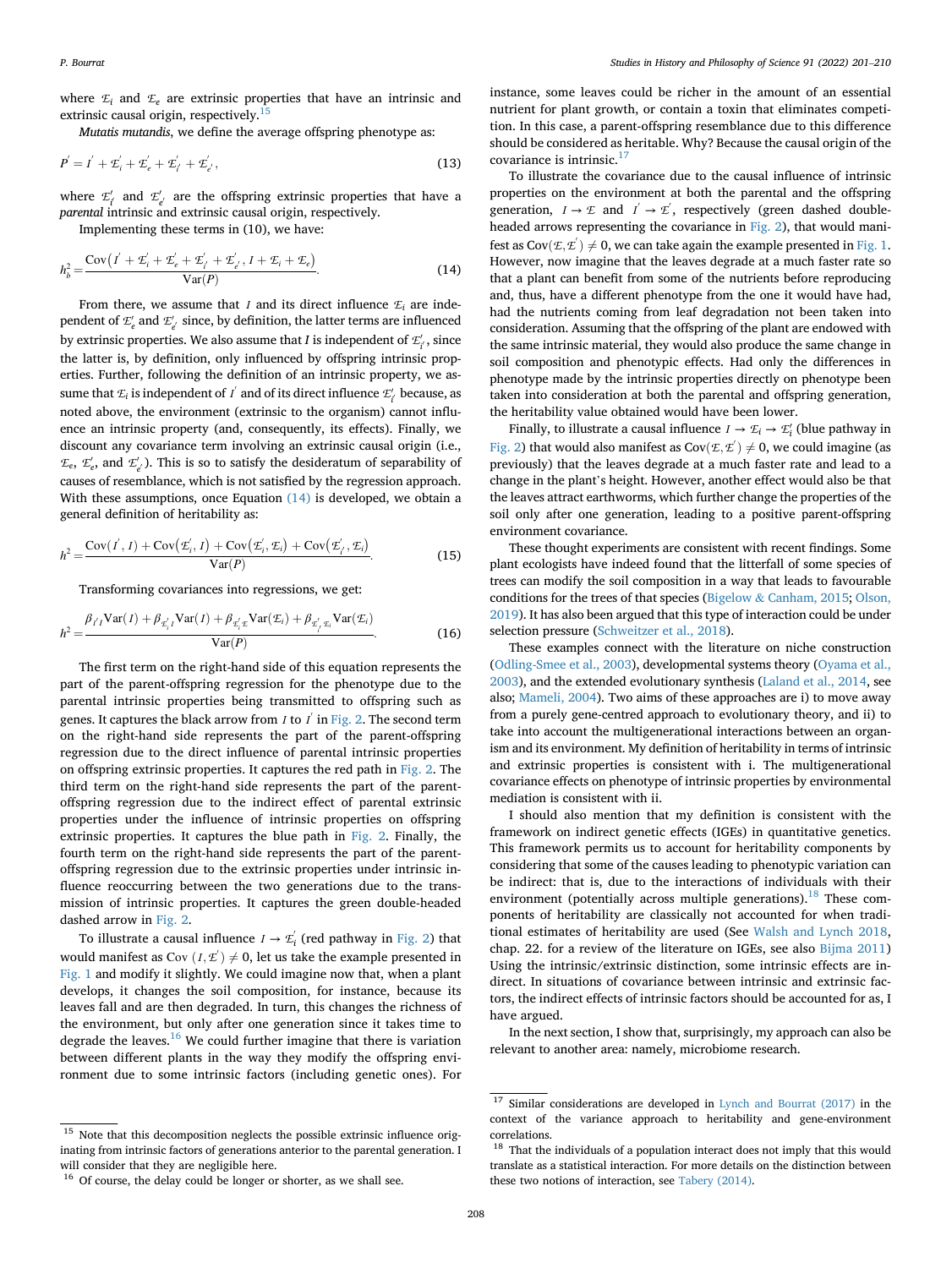where $\mathcal{E}_i$ and $\mathcal{E}_e$ are extrinsic properties that have an intrinsic and extrinsic causal origin, respectively.[15]

*Mutatis mutandis*, we define the average offspring phenotype as:

$$P' = I' + \mathcal{E}_i' + \mathcal{E}_e' + \mathcal{E}_{i'}' + \mathcal{E}_{e'}', \tag{13}$$

where $\mathcal{E}_{i'}'$ and $\mathcal{E}_{e'}'$ are the offspring extrinsic properties that have a *parental* intrinsic and extrinsic causal origin, respectively.

Implementing these terms in (10), we have:

$$h_b^2 = \frac{\mathrm{Cov}\left(I' + \mathcal{E}_i' + \mathcal{E}_e' + \mathcal{E}_{i'}' + \mathcal{E}_{e'}', I + \mathcal{E}_i + \mathcal{E}_e\right)}{\mathrm{Var}(P)}. \tag{14}$$

From there, we assume that $I$ and its direct influence $\mathcal{E}_i$ are independent of $\mathcal{E}_e'$ and $\mathcal{E}_{e'}'$ since, by definition, the latter terms are influenced by extrinsic properties. We also assume that $I$ is independent of $\mathcal{E}_{i'}'$, since the latter is, by definition, only influenced by offspring intrinsic properties. Further, following the definition of an intrinsic property, we assume that $\mathcal{E}_i$ is independent of $I'$ and of its direct influence $\mathcal{E}_{i'}'$ because, as noted above, the environment (extrinsic to the organism) cannot influence an intrinsic property (and, consequently, its effects). Finally, we discount any covariance term involving an extrinsic causal origin (i.e., $\mathcal{E}_e$, $\mathcal{E}_e'$, and $\mathcal{E}_{e'}'$). This is so to satisfy the desideratum of separability of causes of resemblance, which is not satisfied by the regression approach. With these assumptions, once Equation (14) is developed, we obtain a general definition of heritability as:

$$h^2 = \frac{\mathrm{Cov}(I', I) + \mathrm{Cov}(\mathcal{E}_i', I) + \mathrm{Cov}(\mathcal{E}_i', \mathcal{E}_i) + \mathrm{Cov}(\mathcal{E}_{i'}', \mathcal{E}_i)}{\mathrm{Var}(P)}. \tag{15}$$

Transforming covariances into regressions, we get:

$$h^2 = \frac{\beta_{I'I}\mathrm{Var}(I) + \beta_{\mathcal{E}_i' I}\mathrm{Var}(I) + \beta_{\mathcal{E}_i' \mathcal{E}_i}\mathrm{Var}(\mathcal{E}_i) + \beta_{\mathcal{E}_{i'}' \mathcal{E}_i}\mathrm{Var}(\mathcal{E}_i)}{\mathrm{Var}(P)}. \tag{16}$$

The first term on the right-hand side of this equation represents the part of the parent-offspring regression for the phenotype due to the parental intrinsic properties being transmitted to offspring such as genes. It captures the black arrow from $I$ to $I'$ in Fig. 2. The second term on the right-hand side represents the part of the parent-offspring regression due to the direct influence of parental intrinsic properties on offspring extrinsic properties. It captures the red path in Fig. 2. The third term on the right-hand side represents the part of the parent-offspring regression due to the indirect effect of parental extrinsic properties under the influence of intrinsic properties on offspring extrinsic properties. It captures the blue path in Fig. 2. Finally, the fourth term on the right-hand side represents the part of the parent-offspring regression due to the extrinsic properties under intrinsic influence reoccurring between the two generations due to the transmission of intrinsic properties. It captures the green double-headed dashed arrow in Fig. 2.

To illustrate a causal influence $I \rightarrow \mathcal{E}_i'$ (red pathway in Fig. 2) that would manifest as $\mathrm{Cov}(I, \mathcal{E}') \neq 0$, let us take the example presented in Fig. 1 and modify it slightly. We could imagine now that, when a plant develops, it changes the soil composition, for instance, because its leaves fall and are then degraded. In turn, this changes the richness of the environment, but only after one generation since it takes time to degrade the leaves.[16] We could further imagine that there is variation between different plants in the way they modify the offspring environment due to some intrinsic factors (including genetic ones). For instance, some leaves could be richer in the amount of an essential nutrient for plant growth, or contain a toxin that eliminates competition. In this case, a parent-offspring resemblance due to this difference should be considered as heritable. Why? Because the causal origin of the covariance is intrinsic.[17]

To illustrate the covariance due to the causal influence of intrinsic properties on the environment at both the parental and the offspring generation, $I \rightarrow \mathcal{E}$ and $I' \rightarrow \mathcal{E}'$, respectively (green dashed double-headed arrows representing the covariance in Fig. 2), that would manifest as $\mathrm{Cov}(\mathcal{E}, \mathcal{E}') \neq 0$, we can take again the example presented in Fig. 1. However, now imagine that the leaves degrade at a much faster rate so that a plant can benefit from some of the nutrients before reproducing and, thus, have a different phenotype from the one it would have had, had the nutrients coming from leaf degradation not been taken into consideration. Assuming that the offspring of the plant are endowed with the same intrinsic material, they would also produce the same change in soil composition and phenotypic effects. Had only the differences in phenotype made by the intrinsic properties directly on phenotype been taken into consideration at both the parental and offspring generation, the heritability value obtained would have been lower.

Finally, to illustrate a causal influence $I \rightarrow \mathcal{E}_i \rightarrow \mathcal{E}_i'$ (blue pathway in Fig. 2) that would also manifest as $\mathrm{Cov}(\mathcal{E}, \mathcal{E}') \neq 0$, we could imagine (as previously) that the leaves degrade at a much faster rate and lead to a change in the plant's height. However, another effect would also be that the leaves attract earthworms, which further change the properties of the soil only after one generation, leading to a positive parent-offspring environment covariance.

These thought experiments are consistent with recent findings. Some plant ecologists have indeed found that the litterfall of some species of trees can modify the soil composition in a way that leads to favourable conditions for the trees of that species (Bigelow & Canham, 2015; Olson, 2019). It has also been argued that this type of interaction could be under selection pressure (Schweitzer et al., 2018).

These examples connect with the literature on niche construction (Odling-Smee et al., 2003), developmental systems theory (Oyama et al., 2003), and the extended evolutionary synthesis (Laland et al., 2014, see also; Mameli, 2004). Two aims of these approaches are i) to move away from a purely gene-centred approach to evolutionary theory, and ii) to take into account the multigenerational interactions between an organism and its environment. My definition of heritability in terms of intrinsic and extrinsic properties is consistent with i. The multigenerational covariance effects on phenotype of intrinsic properties by environmental mediation is consistent with ii.

I should also mention that my definition is consistent with the framework on indirect genetic effects (IGEs) in quantitative genetics. This framework permits us to account for heritability components by considering that some of the causes leading to phenotypic variation can be indirect: that is, due to the interactions of individuals with their environment (potentially across multiple generations).[18] These components of heritability are classically not accounted for when traditional estimates of heritability are used (See Walsh and Lynch 2018, chap. 22. for a review of the literature on IGEs, see also Bijma 2011) Using the intrinsic/extrinsic distinction, some intrinsic effects are indirect. In situations of covariance between intrinsic and extrinsic factors, the indirect effects of intrinsic factors should be accounted for as, I have argued.

In the next section, I show that, surprisingly, my approach can also be relevant to another area: namely, microbiome research.

---

[15] Note that this decomposition neglects the possible extrinsic influence originating from intrinsic factors of generations anterior to the parental generation. I will consider that they are negligible here.

[16] Of course, the delay could be longer or shorter, as we shall see.

[17] Similar considerations are developed in Lynch and Bourrat (2017) in the context of the variance approach to heritability and gene-environment correlations.

[18] That the individuals of a population interact does not imply that this would translate as a statistical interaction. For more details on the distinction between these two notions of interaction, see Tabery (2014).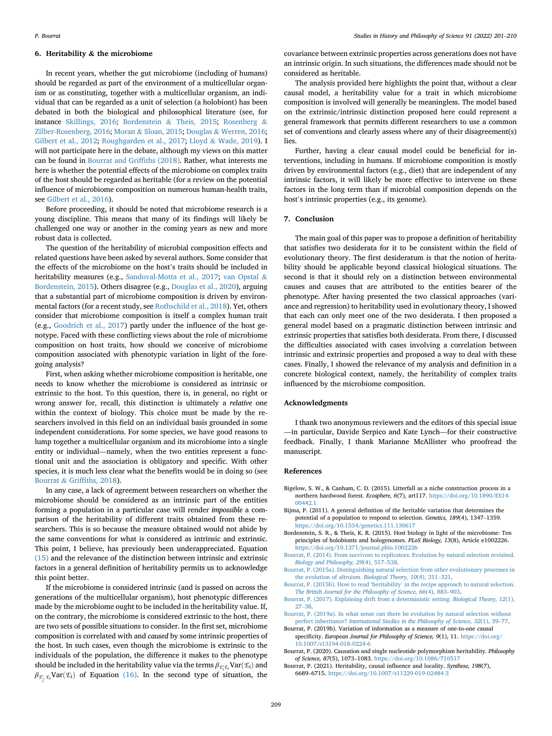## 6. Heritability & the microbiome

In recent years, whether the gut microbiome (including of humans) should be regarded as part of the environment of a multicellular organism or as constituting, together with a multicellular organism, an individual that can be regarded as a unit of selection (a holobiont) has been debated in both the biological and philosophical literature (see, for instance Skillings, 2016; Bordenstein & Theis, 2015; Rosenberg & Zilber-Rosenberg, 2016; Moran & Sloan, 2015; Douglas & Werren, 2016; Gilbert et al., 2012; Roughgarden et al., 2017; Lloyd & Wade, 2019). I will not participate here in the debate, although my views on this matter can be found in Bourrat and Griffiths (2018). Rather, what interests me here is whether the potential effects of the microbiome on complex traits of the host should be regarded as heritable (for a review on the potential influence of microbiome composition on numerous human-health traits, see Gilbert et al., 2016).

Before proceeding, it should be noted that microbiome research is a young discipline. This means that many of its findings will likely be challenged one way or another in the coming years as new and more robust data is collected.

The question of the heritability of microbial composition effects and related questions have been asked by several authors. Some consider that the effects of the microbiome on the host's traits should be included in heritability measures (e.g., Sandoval-Motta et al., 2017; van Opstal & Bordenstein, 2015). Others disagree (e.g., Douglas et al., 2020), arguing that a substantial part of microbiome composition is driven by environmental factors (for a recent study, see Rothschild et al., 2018). Yet, others consider that microbiome composition is itself a complex human trait (e.g., Goodrich et al., 2017) partly under the influence of the host genotype. Faced with these conflicting views about the role of microbiome composition on host traits, how should we conceive of microbiome composition associated with phenotypic variation in light of the foregoing analysis?

First, when asking whether microbiome composition is heritable, one needs to know whether the microbiome is considered as intrinsic or extrinsic to the host. To this question, there is, in general, no right or wrong answer for, recall, this distinction is ultimately a *relative* one within the context of biology. This choice must be made by the researchers involved in this field on an individual basis grounded in some independent considerations. For some species, we have good reasons to lump together a multicellular organism and its microbiome into a single entity or individual—namely, when the two entities represent a functional unit and the association is obligatory and specific. With other species, it is much less clear what the benefits would be in doing so (see Bourrat & Griffiths, 2018).

In any case, a lack of agreement between researchers on whether the microbiome should be considered as an intrinsic part of the entities forming a population in a particular case will render *impossible* a comparison of the heritability of different traits obtained from these researchers. This is so because the measure obtained would not abide by the same conventions for what is considered as intrinsic and extrinsic. This point, I believe, has previously been underappreciated. Equation (15) and the relevance of the distinction between intrinsic and extrinsic factors in a general definition of heritability permits us to acknowledge this point better.

If the microbiome is considered intrinsic (and is passed on across the generations of the multicellular organism), host phenotypic differences made by the microbiome ought to be included in the heritability value. If, on the contrary, the microbiome is considered extrinsic to the host, there are two sets of possible situations to consider. In the first set, microbiome composition is correlated with and *caused* by some intrinsic properties of the host. In such cases, even though the microbiome is extrinsic to the individuals of the population, the difference it makes to the phenotype should be included in the heritability value via the terms $\beta_{\mathcal{E}_i'\mathcal{E}_i}\text{Var}(\mathcal{E}_i)$ and $\beta_{\mathcal{E}_i'\mathcal{E}_i}\text{Var}(\mathcal{E}_i)$ of Equation (16). In the second type of situation, the covariance between extrinsic properties across generations does not have an intrinsic origin. In such situations, the differences made should not be considered as heritable.

The analysis provided here highlights the point that, without a clear causal model, a heritability value for a trait in which microbiome composition is involved will generally be meaningless. The model based on the extrinsic/intrinsic distinction proposed here could represent a general framework that permits different researchers to use a common set of conventions and clearly assess where any of their disagreement(s) lies.

Further, having a clear causal model could be beneficial for interventions, including in humans. If microbiome composition is mostly driven by environmental factors (e.g., diet) that are independent of any intrinsic factors, it will likely be more effective to intervene on these factors in the long term than if microbial composition depends on the host's intrinsic properties (e.g., its genome).

## 7. Conclusion

The main goal of this paper was to propose a definition of heritability that satisfies two desiderata for it to be consistent within the field of evolutionary theory. The first desideratum is that the notion of heritability should be applicable beyond classical biological situations. The second is that it should rely on a distinction between environmental causes and causes that are attributed to the entities bearer of the phenotype. After having presented the two classical approaches (variance and regression) to heritability used in evolutionary theory, I showed that each can only meet one of the two desiderata. I then proposed a general model based on a pragmatic distinction between intrinsic and extrinsic properties that satisfies both desiderata. From there, I discussed the difficulties associated with cases involving a correlation between intrinsic and extrinsic properties and proposed a way to deal with these cases. Finally, I showed the relevance of my analysis and definition in a concrete biological context, namely, the heritability of complex traits influenced by the microbiome composition.

## Acknowledgments

I thank two anonymous reviewers and the editors of this special issue—in particular, Davide Serpico and Kate Lynch—for their constructive feedback. Finally, I thank Marianne McAllister who proofread the manuscript.

## References

Bigelow, S. W., & Canham, C. D. (2015). Litterfall as a niche construction process in a northern hardwood forest. *Ecosphere, 6*(7), art117. https://doi.org/10.1890/ES14-00442.1

Bijma, P. (2011). A general definition of the heritable variation that determines the potential of a population to respond to selection. *Genetics, 189*(4), 1347–1359. https://doi.org/10.1534/genetics.111.130617

Bordenstein, S. R., & Theis, K. R. (2015). Host biology in light of the microbiome: Ten principles of holobionts and hologenomes. *PLoS Biology, 13*(8), Article e1002226. https://doi.org/10.1371/journal.pbio.1002226

Bourrat, P. (2014). From survivors to replicators: Evolution by natural selection revisited. *Biology and Philosophy, 29*(4), 517–538.

Bourrat, P. (2015a). Distinguishing natural selection from other evolutionary processes in the evolution of altruism. *Biological Theory, 10*(4), 311–321.

Bourrat, P. (2015b). How to read 'heritability' in the recipe approach to natural selection. *The British Journal for the Philosophy of Science, 66*(4), 883–903.

Bourrat, P. (2017). Explaining drift from a deterministic setting. *Biological Theory, 12*(1), 27–38.

Bourrat, P. (2019a). In what sense can there be evolution by natural selection without perfect inheritance? *International Studies in the Philosophy of Science, 32*(1), 39–77.

Bourrat, P. (2019b). Variation of information as a measure of one-to-one causal specificity. *European Journal for Philosophy of Science, 9*(1), 11. https://doi.org/10.1007/s13194-018-0224-6

Bourrat, P. (2020). Causation and single nucleotide polymorphism heritability. *Philosophy of Science, 87*(5), 1073–1083. https://doi.org/10.1086/710517

Bourrat, P. (2021). Heritability, causal influence and locality. *Synthese, 198*(7), 6689–6715. https://doi.org/10.1007/s11229-019-02484-3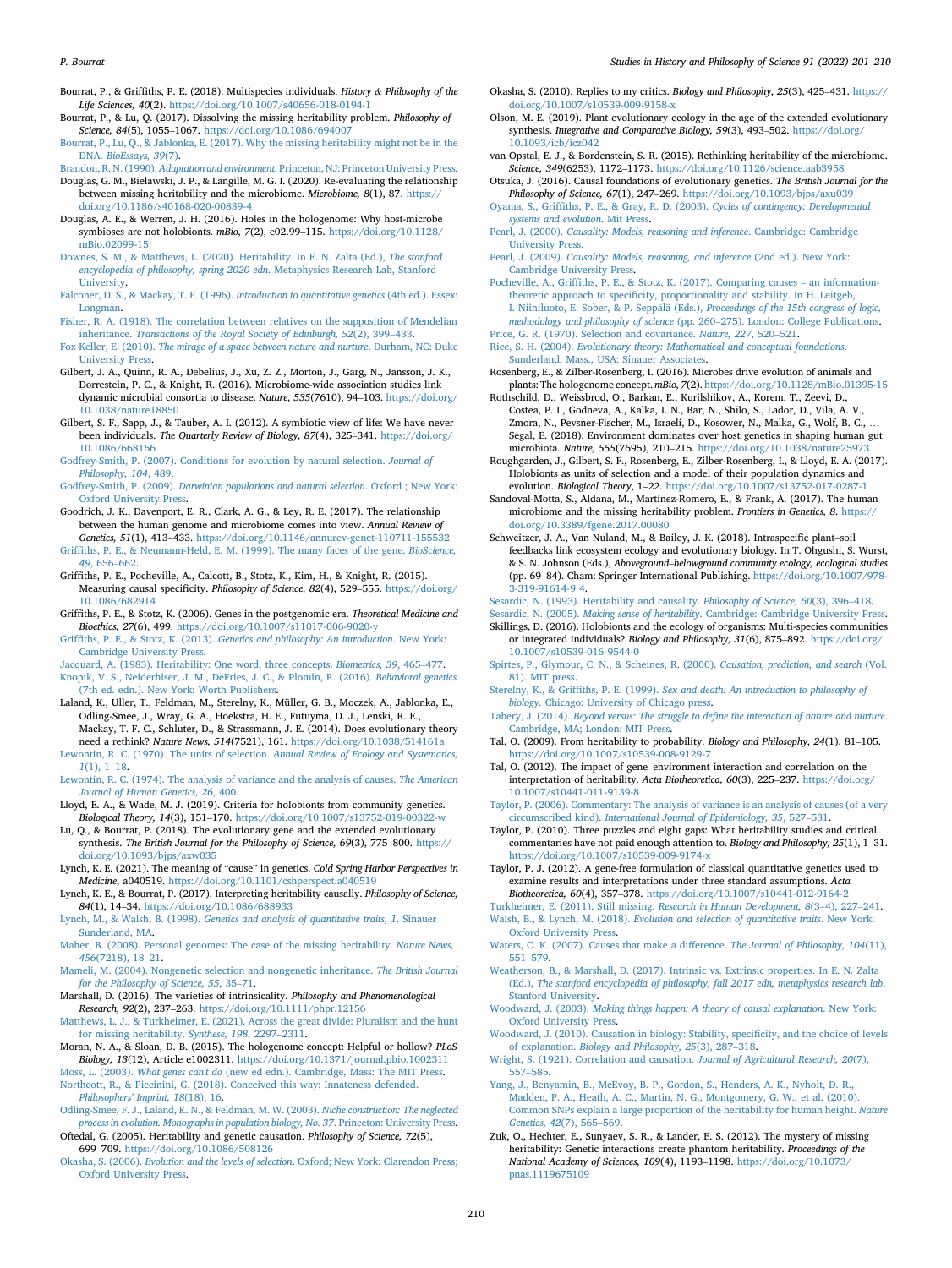Bourrat, P., & Griffiths, P. E. (2018). Multispecies individuals. *History & Philosophy of the Life Sciences, 40*(2). https://doi.org/10.1007/s40656-018-0194-1

Bourrat, P., & Lu, Q. (2017). Dissolving the missing heritability problem. *Philosophy of Science, 84*(5), 1055–1067. https://doi.org/10.1086/694007

Bourrat, P., Lu, Q., & Jablonka, E. (2017). Why the missing heritability might not be in the DNA. *BioEssays, 39*(7).

Brandon, R. N. (1990). *Adaptation and environment*. Princeton, NJ: Princeton University Press.

Douglas, G. M., Bielawski, J. P., & Langille, M. G. I. (2020). Re-evaluating the relationship between missing heritability and the microbiome. *Microbiome, 8*(1), 87. https://doi.org/10.1186/s40168-020-00839-4

Douglas, A. E., & Werren, J. H. (2016). Holes in the hologenome: Why host-microbe symbioses are not holobionts. *mBio, 7*(2), e02.99–115. https://doi.org/10.1128/mBio.02099-15

Downes, S. M., & Matthews, L. (2020). Heritability. In E. N. Zalta (Ed.), *The stanford encyclopedia of philosophy, spring 2020 edn.* Metaphysics Research Lab, Stanford University.

Falconer, D. S., & Mackay, T. F. (1996). *Introduction to quantitative genetics* (4th ed.). Essex: Longman.

Fisher, R. A. (1918). The correlation between relatives on the supposition of Mendelian inheritance. *Transactions of the Royal Society of Edinburgh, 52*(2), 399–433.

Fox Keller, E. (2010). *The mirage of a space between nature and nurture*. Durham, NC: Duke University Press.

Gilbert, J. A., Quinn, R. A., Debelius, J., Xu, Z. Z., Morton, J., Garg, N., Jansson, J. K., Dorrestein, P. C., & Knight, R. (2016). Microbiome-wide association studies link dynamic microbial consortia to disease. *Nature, 535*(7610), 94–103. https://doi.org/10.1038/nature18850

Gilbert, S. F., Sapp, J., & Tauber, A. I. (2012). A symbiotic view of life: We have never been individuals. *The Quarterly Review of Biology, 87*(4), 325–341. https://doi.org/10.1086/668166

Godfrey-Smith, P. (2007). Conditions for evolution by natural selection. *Journal of Philosophy, 104*, 489.

Godfrey-Smith, P. (2009). *Darwinian populations and natural selection*. Oxford ; New York: Oxford University Press.

Goodrich, J. K., Davenport, E. R., Clark, A. G., & Ley, R. E. (2017). The relationship between the human genome and microbiome comes into view. *Annual Review of Genetics, 51*(1), 413–433. https://doi.org/10.1146/annurev-genet-110711-155532

Griffiths, P. E., & Neumann-Held, E. M. (1999). The many faces of the gene. *BioScience, 49*, 656–662.

Griffiths, P. E., Pocheville, A., Calcott, B., Stotz, K., Kim, H., & Knight, R. (2015). Measuring causal specificity. *Philosophy of Science, 82*(4), 529–555. https://doi.org/10.1086/682914

Griffiths, P. E., & Stotz, K. (2006). Genes in the postgenomic era. *Theoretical Medicine and Bioethics, 27*(6), 499. https://doi.org/10.1007/s11017-006-9020-y

Griffiths, P. E., & Stotz, K. (2013). *Genetics and philosophy: An introduction*. New York: Cambridge University Press.

Jacquard, A. (1983). Heritability: One word, three concepts. *Biometrics, 39*, 465–477.

Knopik, V. S., Neiderhiser, J. M., DeFries, J. C., & Plomin, R. (2016). *Behavioral genetics* (7th edn.). New York: Worth Publishers.

Laland, K., Uller, T., Feldman, M., Sterelny, K., Müller, G. B., Moczek, A., Jablonka, E., Odling-Smee, J., Wray, G. A., Hoekstra, H. E., Futuyma, D. J., Lenski, R. E., Mackay, T. F. C., Schluter, D., & Strassmann, J. E. (2014). Does evolutionary theory need a rethink? *Nature News, 514*(7521), 161. https://doi.org/10.1038/514161a

Lewontin, R. C. (1970). The units of selection. *Annual Review of Ecology and Systematics, 1*(1), 1–18.

Lewontin, R. C. (1974). The analysis of variance and the analysis of causes. *The American Journal of Human Genetics, 26*, 400.

Lloyd, E. A., & Wade, M. J. (2019). Criteria for holobionts from community genetics. *Biological Theory, 14*(3), 151–170. https://doi.org/10.1007/s13752-019-00322-w

Lu, Q., & Bourrat, P. (2018). The evolutionary gene and the extended evolutionary synthesis. *The British Journal for the Philosophy of Science, 69*(3), 775–800. https://doi.org/10.1093/bjps/axw035

Lynch, K. E. (2021). The meaning of "cause" in genetics. *Cold Spring Harbor Perspectives in Medicine*, a040519. https://doi.org/10.1101/cshperspect.a040519

Lynch, K. E., & Bourrat, P. (2017). Interpreting heritability causally. *Philosophy of Science, 84*(1), 14–34. https://doi.org/10.1086/688933

Lynch, M., & Walsh, B. (1998). *Genetics and analysis of quantitative traits, 1*. Sinauer Sunderland, MA.

Maher, B. (2008). Personal genomes: The case of the missing heritability. *Nature News, 456*(7218), 18–21.

Mameli, M. (2004). Nongenetic selection and nongenetic inheritance. *The British Journal for the Philosophy of Science, 55*, 35–71.

Marshall, D. (2016). The varieties of intrinsicality. *Philosophy and Phenomenological Research, 92*(2), 237–263. https://doi.org/10.1111/phpr.12156

Matthews, L. J., & Turkheimer, E. (2021). Across the great divide: Pluralism and the hunt for missing heritability. *Synthese, 198*, 2297–2311.

Moran, N. A., & Sloan, D. B. (2015). The hologenome concept: Helpful or hollow? *PLoS Biology, 13*(12), Article e1002311. https://doi.org/10.1371/journal.pbio.1002311

Moss, L. (2003). *What genes can't do* (new ed edn.). Cambridge, Mass: The MIT Press.

Northcott, R., & Piccinini, G. (2018). Conceived this way: Innateness defended. *Philosophers' Imprint, 18*(18), 16.

Odling-Smee, F. J., Laland, K. N., & Feldman, M. W. (2003). *Niche construction: The neglected process in evolution. Monographs in population biology, No. 37*. Princeton: University Press.

Oftedal, G. (2005). Heritability and genetic causation. *Philosophy of Science, 72*(5), 699–709. https://doi.org/10.1086/508126

Okasha, S. (2006). *Evolution and the levels of selection*. Oxford; New York: Clarendon Press; Oxford University Press.

Okasha, S. (2010). Replies to my critics. *Biology and Philosophy, 25*(3), 425–431. https://doi.org/10.1007/s10539-009-9158-x

Olson, M. E. (2019). Plant evolutionary ecology in the age of the extended evolutionary synthesis. *Integrative and Comparative Biology, 59*(3), 493–502. https://doi.org/10.1093/icb/icz042

van Opstal, E. J., & Bordenstein, S. R. (2015). Rethinking heritability of the microbiome. *Science, 349*(6253), 1172–1173. https://doi.org/10.1126/science.aab3958

Otsuka, J. (2016). Causal foundations of evolutionary genetics. *The British Journal for the Philosophy of Science, 67*(1), 247–269. https://doi.org/10.1093/bjps/axu039

Oyama, S., Griffiths, P. E., & Gray, R. D. (2003). *Cycles of contingency: Developmental systems and evolution*. Mit Press.

Pearl, J. (2000). *Causality: Models, reasoning and inference*. Cambridge: Cambridge University Press.

Pearl, J. (2009). *Causality: Models, reasoning, and inference* (2nd ed.). New York: Cambridge University Press.

Pocheville, A., Griffiths, P. E., & Stotz, K. (2017). Comparing causes – an information-theoretic approach to specificity, proportionality and stability. In H. Leitgeb, I. Niiniluoto, E. Sober, & P. Seppälä (Eds.), *Proceedings of the 15th congress of logic, methodology and philosophy of science* (pp. 260–275). London: College Publications.

Price, G. R. (1970). Selection and covariance. *Nature, 227*, 520–521.

Rice, S. H. (2004). *Evolutionary theory: Mathematical and conceptual foundations*. Sunderland, Mass., USA: Sinauer Associates.

Rosenberg, E., & Zilber-Rosenberg, I. (2016). Microbes drive evolution of animals and plants: The hologenome concept. *mBio, 7*(2). https://doi.org/10.1128/mBio.01395-15

Rothschild, D., Weissbrod, O., Barkan, E., Kurilshikov, A., Korem, T., Zeevi, D., Costea, P. I., Godneva, A., Kalka, I. N., Bar, N., Shilo, S., Lador, D., Vila, A. V., Zmora, N., Pevsner-Fischer, M., Israeli, D., Kosower, N., Malka, G., Wolf, B. C., … Segal, E. (2018). Environment dominates over host genetics in shaping human gut microbiota. *Nature, 555*(7695), 210–215. https://doi.org/10.1038/nature25973

Roughgarden, J., Gilbert, S. F., Rosenberg, E., Zilber-Rosenberg, I., & Lloyd, E. A. (2017). Holobionts as units of selection and a model of their population dynamics and evolution. *Biological Theory*, 1–22. https://doi.org/10.1007/s13752-017-0287-1

Sandoval-Motta, S., Aldana, M., Martínez-Romero, E., & Frank, A. (2017). The human microbiome and the missing heritability problem. *Frontiers in Genetics, 8*. https://doi.org/10.3389/fgene.2017.00080

Schweitzer, J. A., Van Nuland, M., & Bailey, J. K. (2018). Intraspecific plant–soil feedbacks link ecosystem ecology and evolutionary biology. In T. Ohgushi, S. Wurst, & S. N. Johnson (Eds.), *Aboveground–belowground community ecology, ecological studies* (pp. 69–84). Cham: Springer International Publishing. https://doi.org/10.1007/978-3-319-91614-9_4.

Sesardic, N. (1993). Heritability and causality. *Philosophy of Science, 60*(3), 396–418.

Sesardic, N. (2005). *Making sense of heritability*. Cambridge: Cambridge University Press.

Skillings, D. (2016). Holobionts and the ecology of organisms: Multi-species communities or integrated individuals? *Biology and Philosophy, 31*(6), 875–892. https://doi.org/10.1007/s10539-016-9544-0

Spirtes, P., Glymour, C. N., & Scheines, R. (2000). *Causation, prediction, and search* (Vol. 81). MIT press.

Sterelny, K., & Griffiths, P. E. (1999). *Sex and death: An introduction to philosophy of biology*. Chicago: University of Chicago press.

Tabery, J. (2014). *Beyond versus: The struggle to define the interaction of nature and nurture*. Cambridge, MA; London: MIT Press.

Tal, O. (2009). From heritability to probability. *Biology and Philosophy, 24*(1), 81–105. https://doi.org/10.1007/s10539-008-9129-7

Tal, O. (2012). The impact of gene–environment interaction and correlation on the interpretation of heritability. *Acta Biotheoretica, 60*(3), 225–237. https://doi.org/10.1007/s10441-011-9139-8

Taylor, P. (2006). Commentary: The analysis of variance is an analysis of causes (of a very circumscribed kind). *International Journal of Epidemiology, 35*, 527–531.

Taylor, P. (2010). Three puzzles and eight gaps: What heritability studies and critical commentaries have not paid enough attention to. *Biology and Philosophy, 25*(1), 1–31. https://doi.org/10.1007/s10539-009-9174-x

Taylor, P. J. (2012). A gene-free formulation of classical quantitative genetics used to examine results and interpretations under three standard assumptions. *Acta Biotheoretica, 60*(4), 357–378. https://doi.org/10.1007/s10441-012-9164-2

Turkheimer, E. (2011). Still missing. *Research in Human Development, 8*(3–4), 227–241.

Walsh, B., & Lynch, M. (2018). *Evolution and selection of quantitative traits*. New York: Oxford University Press.

Waters, C. K. (2007). Causes that make a difference. *The Journal of Philosophy, 104*(11), 551–579.

Weatherson, B., & Marshall, D. (2017). Intrinsic vs. Extrinsic properties. In E. N. Zalta (Ed.), *The stanford encyclopedia of philosophy, fall 2017 edn, metaphysics research lab*. Stanford University.

Woodward, J. (2003). *Making things happen: A theory of causal explanation*. New York: Oxford University Press.

Woodward, J. (2010). Causation in biology: Stability, specificity, and the choice of levels of explanation. *Biology and Philosophy, 25*(3), 287–318.

Wright, S. (1921). Correlation and causation. *Journal of Agricultural Research, 20*(7), 557–585.

Yang, J., Benyamin, B., McEvoy, B. P., Gordon, S., Henders, A. K., Nyholt, D. R., Madden, P. A., Heath, A. C., Martin, N. G., Montgomery, G. W., et al. (2010). Common SNPs explain a large proportion of the heritability for human height. *Nature Genetics, 42*(7), 565–569.

Zuk, O., Hechter, E., Sunyaev, S. R., & Lander, E. S. (2012). The mystery of missing heritability: Genetic interactions create phantom heritability. *Proceedings of the National Academy of Sciences, 109*(4), 1193–1198. https://doi.org/10.1073/pnas.1119675109